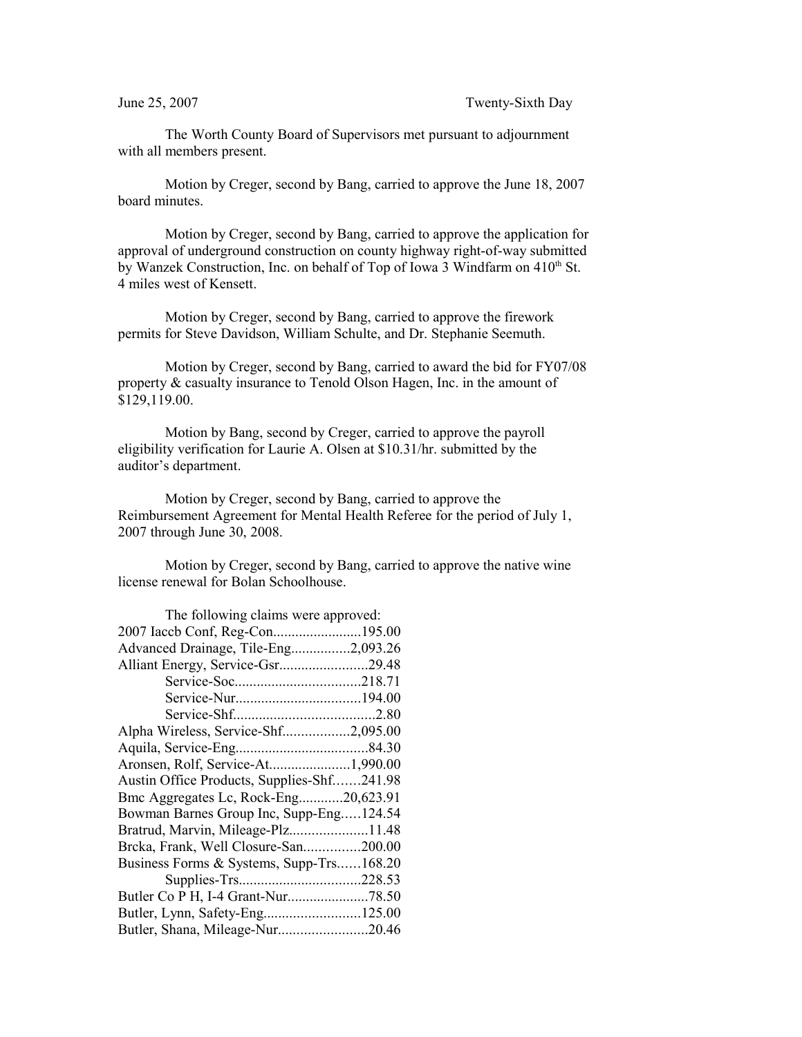June 25, 2007 Twenty-Sixth Day

The Worth County Board of Supervisors met pursuant to adjournment with all members present.

Motion by Creger, second by Bang, carried to approve the June 18, 2007 board minutes.

Motion by Creger, second by Bang, carried to approve the application for approval of underground construction on county highway right-of-way submitted by Wanzek Construction, Inc. on behalf of Top of Iowa 3 Windfarm on 410th St. 4 miles west of Kensett.

Motion by Creger, second by Bang, carried to approve the firework permits for Steve Davidson, William Schulte, and Dr. Stephanie Seemuth.

Motion by Creger, second by Bang, carried to award the bid for FY07/08 property & casualty insurance to Tenold Olson Hagen, Inc. in the amount of $129,119.00.

Motion by Bang, second by Creger, carried to approve the payroll eligibility verification for Laurie A. Olsen at $10.31/hr. submitted by the auditor's department.

Motion by Creger, second by Bang, carried to approve the Reimbursement Agreement for Mental Health Referee for the period of July 1, 2007 through June 30, 2008.

Motion by Creger, second by Bang, carried to approve the native wine license renewal for Bolan Schoolhouse.

The following claims were approved:

2007 Iaccb Conf, Reg-Con........................195.00
Advanced Drainage, Tile-Eng................2,093.26
Alliant Energy, Service-Gsr........................29.48
Service-Soc.................................218.71
Service-Nur.................................194.00
Service-Shf......................................2.80
Alpha Wireless, Service-Shf..................2,095.00
Aquila, Service-Eng....................................84.30
Aronsen, Rolf, Service-At......................1,990.00
Austin Office Products, Supplies-Shf.......241.98
Bmc Aggregates Lc, Rock-Eng............20,623.91
Bowman Barnes Group Inc, Supp-Eng.....124.54
Bratrud, Marvin, Mileage-Plz.....................11.48
Brcka, Frank, Well Closure-San...............200.00
Business Forms & Systems, Supp-Trs......168.20
Supplies-Trs.................................228.53
Butler Co P H, I-4 Grant-Nur......................78.50
Butler, Lynn, Safety-Eng..........................125.00
Butler, Shana, Mileage-Nur........................20.46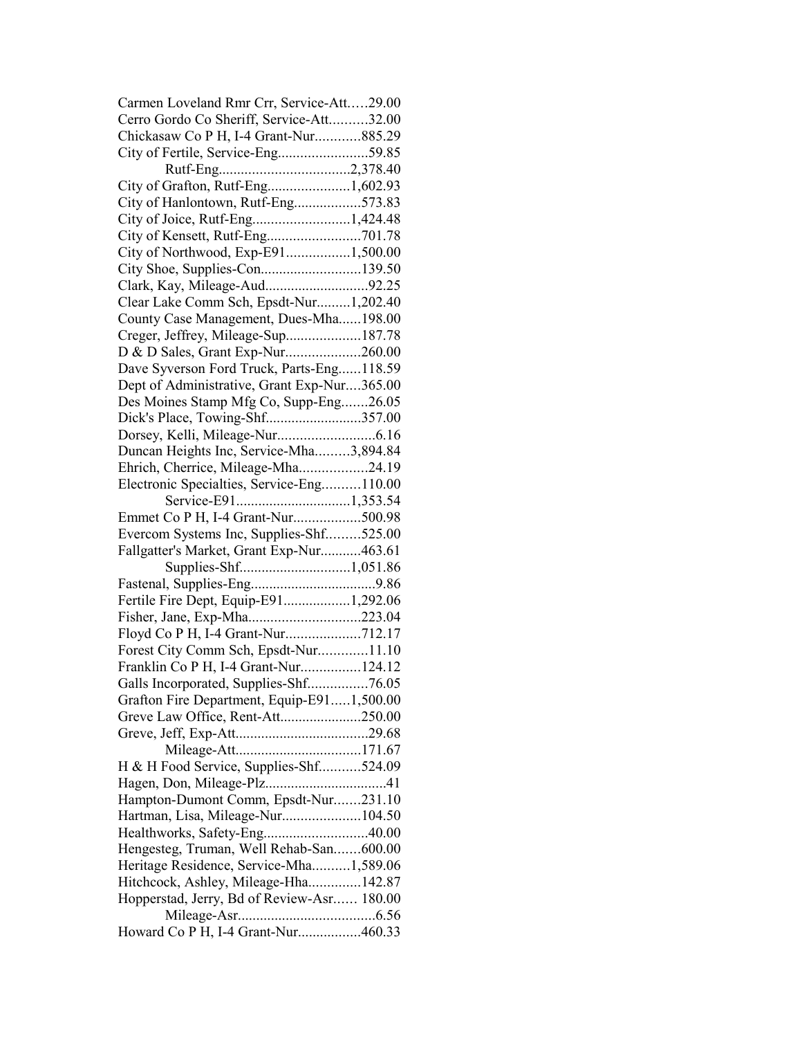Carmen Loveland Rmr Crr, Service-Att.....29.00
Cerro Gordo Co Sheriff, Service-Att..........32.00
Chickasaw Co P H, I-4 Grant-Nur............885.29
City of Fertile, Service-Eng........................59.85
Rutf-Eng...................................2,378.40
City of Grafton, Rutf-Eng......................1,602.93
City of Hanlontown, Rutf-Eng..................573.83
City of Joice, Rutf-Eng..........................1,424.48
City of Kensett, Rutf-Eng.........................701.78
City of Northwood, Exp-E91.................1,500.00
City Shoe, Supplies-Con...........................139.50
Clark, Kay, Mileage-Aud...........................92.25
Clear Lake Comm Sch, Epsdt-Nur.........1,202.40
County Case Management, Dues-Mha......198.00
Creger, Jeffrey, Mileage-Sup....................187.78
D & D Sales, Grant Exp-Nur....................260.00
Dave Syverson Ford Truck, Parts-Eng......118.59
Dept of Administrative, Grant Exp-Nur....365.00
Des Moines Stamp Mfg Co, Supp-Eng.......26.05
Dick's Place, Towing-Shf.........................357.00
Dorsey, Kelli, Mileage-Nur..........................6.16
Duncan Heights Inc, Service-Mha.........3,894.84
Ehrich, Cherrice, Mileage-Mha..................24.19
Electronic Specialties, Service-Eng..........110.00
Service-E91...............................1,353.54
Emmet Co P H, I-4 Grant-Nur..................500.98
Evercom Systems Inc, Supplies-Shf.........525.00
Fallgatter's Market, Grant Exp-Nur...........463.61
Supplies-Shf.............................1,051.86
Fastenal, Supplies-Eng..................................9.86
Fertile Fire Dept, Equip-E91..................1,292.06
Fisher, Jane, Exp-Mha.............................223.04
Floyd Co P H, I-4 Grant-Nur....................712.17
Forest City Comm Sch, Epsdt-Nur.............11.10
Franklin Co P H, I-4 Grant-Nur................124.12
Galls Incorporated, Supplies-Shf................76.05
Grafton Fire Department, Equip-E91.....1,500.00
Greve Law Office, Rent-Att......................250.00
Greve, Jeff, Exp-Att...................................29.68
Mileage-Att.................................171.67
H & H Food Service, Supplies-Shf...........524.09
Hagen, Don, Mileage-Plz................................41
Hampton-Dumont Comm, Epsdt-Nur.......231.10
Hartman, Lisa, Mileage-Nur.....................104.50
Healthworks, Safety-Eng............................40.00
Hengesteg, Truman, Well Rehab-San.......600.00
Heritage Residence, Service-Mha..........1,589.06
Hitchcock, Ashley, Mileage-Hha..............142.87
Hopperstad, Jerry, Bd of Review-Asr...... 180.00
Mileage-Asr.....................................6.56
Howard Co P H, I-4 Grant-Nur.................460.33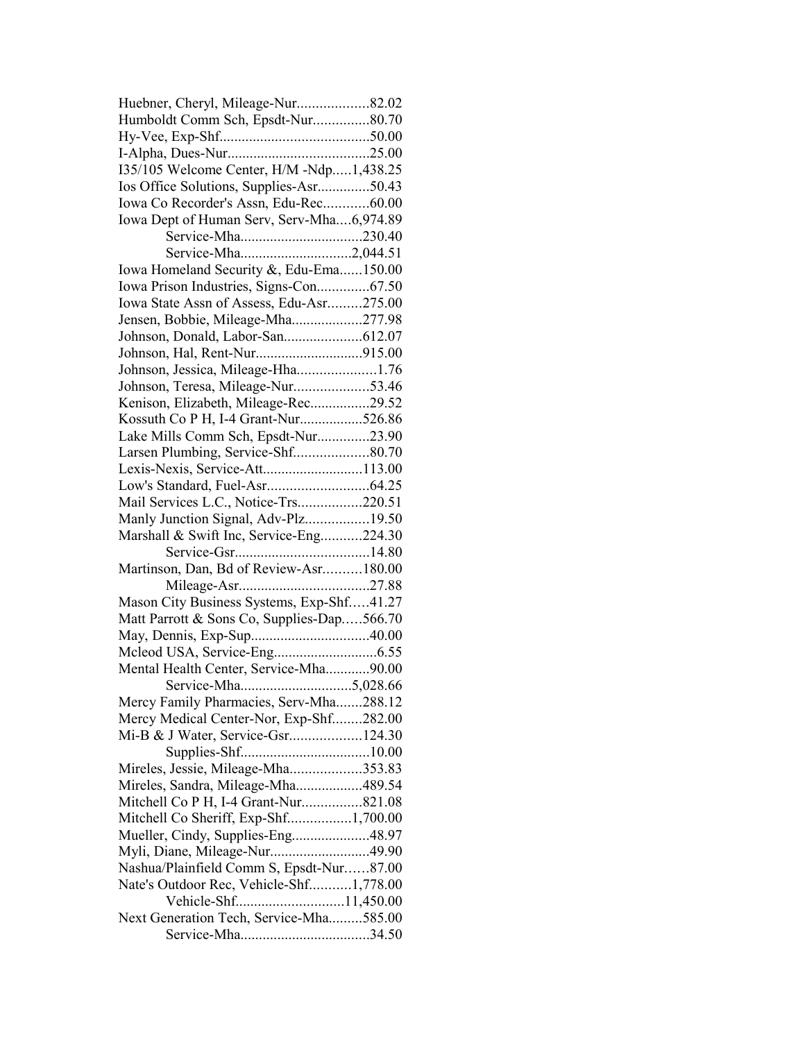Huebner, Cheryl, Mileage-Nur...................82.02
Humboldt Comm Sch, Epsdt-Nur...............80.70
Hy-Vee, Exp-Shf........................................50.00
I-Alpha, Dues-Nur......................................25.00
I35/105 Welcome Center, H/M -Ndp.....1,438.25
Ios Office Solutions, Supplies-Asr..............50.43
Iowa Co Recorder's Assn, Edu-Rec............60.00
Iowa Dept of Human Serv, Serv-Mha....6,974.89
Service-Mha.................................230.40
Service-Mha.............................2,044.51
Iowa Homeland Security &, Edu-Ema......150.00
Iowa Prison Industries, Signs-Con..............67.50
Iowa State Assn of Assess, Edu-Asr.........275.00
Jensen, Bobbie, Mileage-Mha...................277.98
Johnson, Donald, Labor-San.....................612.07
Johnson, Hal, Rent-Nur............................915.00
Johnson, Jessica, Mileage-Hha.....................1.76
Johnson, Teresa, Mileage-Nur....................53.46
Kenison, Elizabeth, Mileage-Rec................29.52
Kossuth Co P H, I-4 Grant-Nur.................526.86
Lake Mills Comm Sch, Epsdt-Nur..............23.90
Larsen Plumbing, Service-Shf....................80.70
Lexis-Nexis, Service-Att...........................113.00
Low's Standard, Fuel-Asr...........................64.25
Mail Services L.C., Notice-Trs.................220.51
Manly Junction Signal, Adv-Plz.................19.50
Marshall & Swift Inc, Service-Eng...........224.30
Service-Gsr....................................14.80
Martinson, Dan, Bd of Review-Asr..........180.00
Mileage-Asr...................................27.88
Mason City Business Systems, Exp-Shf.....41.27
Matt Parrott & Sons Co, Supplies-Dap.....566.70
May, Dennis, Exp-Sup................................40.00
Mcleod USA, Service-Eng............................6.55
Mental Health Center, Service-Mha............90.00
Service-Mha..............................5,028.66
Mercy Family Pharmacies, Serv-Mha.......288.12
Mercy Medical Center-Nor, Exp-Shf........282.00
Mi-B & J Water, Service-Gsr...................124.30
Supplies-Shf..................................10.00
Mireles, Jessie, Mileage-Mha...................353.83
Mireles, Sandra, Mileage-Mha..................489.54
Mitchell Co P H, I-4 Grant-Nur................821.08
Mitchell Co Sheriff, Exp-Shf.................1,700.00
Mueller, Cindy, Supplies-Eng.....................48.97
Myli, Diane, Mileage-Nur...........................49.90
Nashua/Plainfield Comm S, Epsdt-Nur……87.00
Nate's Outdoor Rec, Vehicle-Shf...........1,778.00
Vehicle-Shf............................11,450.00
Next Generation Tech, Service-Mha.........585.00
Service-Mha..................................34.50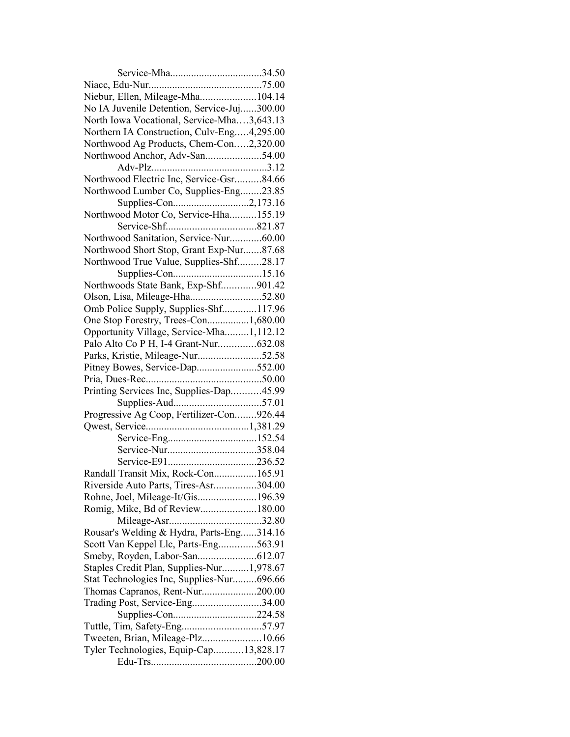Service-Mha..................................34.50
Niacc, Edu-Nur...........................................75.00
Niebur, Ellen, Mileage-Mha.....................104.14
No IA Juvenile Detention, Service-Juj......300.00
North Iowa Vocational, Service-Mha….3,643.13
Northern IA Construction, Culv-Eng…..4,295.00
Northwood Ag Products, Chem-Con…..2,320.00
Northwood Anchor, Adv-San.....................54.00
Adv-Plz...........................................3.12
Northwood Electric Inc, Service-Gsr..........84.66
Northwood Lumber Co, Supplies-Eng........23.85
Supplies-Con............................2,173.16
Northwood Motor Co, Service-Hha..........155.19
Service-Shf..................................821.87
Northwood Sanitation, Service-Nur............60.00
Northwood Short Stop, Grant Exp-Nur.......87.68
Northwood True Value, Supplies-Shf.........28.17
Supplies-Con..................................15.16
Northwoods State Bank, Exp-Shf.............901.42
Olson, Lisa, Mileage-Hha...........................52.80
Omb Police Supply, Supplies-Shf.............117.96
One Stop Forestry, Trees-Con................1,680.00
Opportunity Village, Service-Mha.........1,112.12
Palo Alto Co P H, I-4 Grant-Nur..............632.08
Parks, Kristie, Mileage-Nur........................52.58
Pitney Bowes, Service-Dap.......................552.00
Pria, Dues-Rec...........................................50.00
Printing Services Inc, Supplies-Dap...........45.99
Supplies-Aud.................................57.01
Progressive Ag Coop, Fertilizer-Con........926.44
Qwest, Service.......................................1,381.29
Service-Eng..................................152.54
Service-Nur..................................358.04
Service-E91..................................236.52
Randall Transit Mix, Rock-Con................165.91
Riverside Auto Parts, Tires-Asr................304.00
Rohne, Joel, Mileage-It/Gis......................196.39
Romig, Mike, Bd of Review.....................180.00
Mileage-Asr...................................32.80
Rousar's Welding & Hydra, Parts-Eng......314.16
Scott Van Keppel Llc, Parts-Eng..............563.91
Smeby, Royden, Labor-San......................612.07
Staples Credit Plan, Supplies-Nur..........1,978.67
Stat Technologies Inc, Supplies-Nur.........696.66
Thomas Capranos, Rent-Nur.....................200.00
Trading Post, Service-Eng..........................34.00
Supplies-Con...............................224.58
Tuttle, Tim, Safety-Eng..............................57.97
Tweeten, Brian, Mileage-Plz......................10.66
Tyler Technologies, Equip-Cap...........13,828.17
Edu-Trs.......................................200.00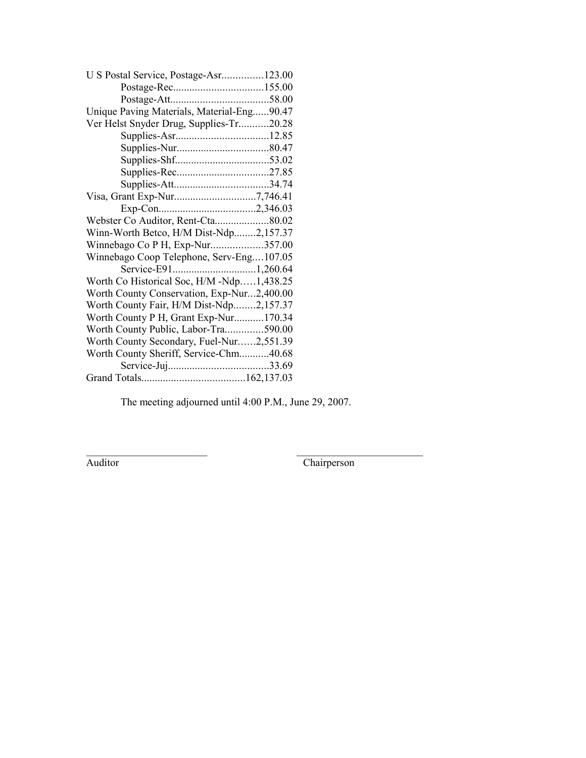U S Postal Service, Postage-Asr...............123.00
Postage-Rec.................................155.00
Postage-Att....................................58.00
Unique Paving Materials, Material-Eng......90.47
Ver Helst Snyder Drug, Supplies-Tr...........20.28
Supplies-Asr..................................12.85
Supplies-Nur..................................80.47
Supplies-Shf..................................53.02
Supplies-Rec..................................27.85
Supplies-Att...................................34.74
Visa, Grant Exp-Nur.............................7,746.41
Exp-Con....................................2,346.03
Webster Co Auditor, Rent-Cta....................80.02
Winn-Worth Betco, H/M Dist-Ndp........2,157.37
Winnebago Co P H, Exp-Nur...................357.00
Winnebago Coop Telephone, Serv-Eng....107.05
Service-E91...............................1,260.64
Worth Co Historical Soc, H/M -Ndp…..1,438.25
Worth County Conservation, Exp-Nur...2,400.00
Worth County Fair, H/M Dist-Ndp........2,157.37
Worth County P H, Grant Exp-Nur...........170.34
Worth County Public, Labor-Tra..............590.00
Worth County Secondary, Fuel-Nur……2,551.39
Worth County Sheriff, Service-Chm...........40.68
Service-Juj.....................................33.69
Grand Totals......................................162,137.03

The meeting adjourned until 4:00 P.M., June 29, 2007.

_______________________ _______________________
Auditor Chairperson